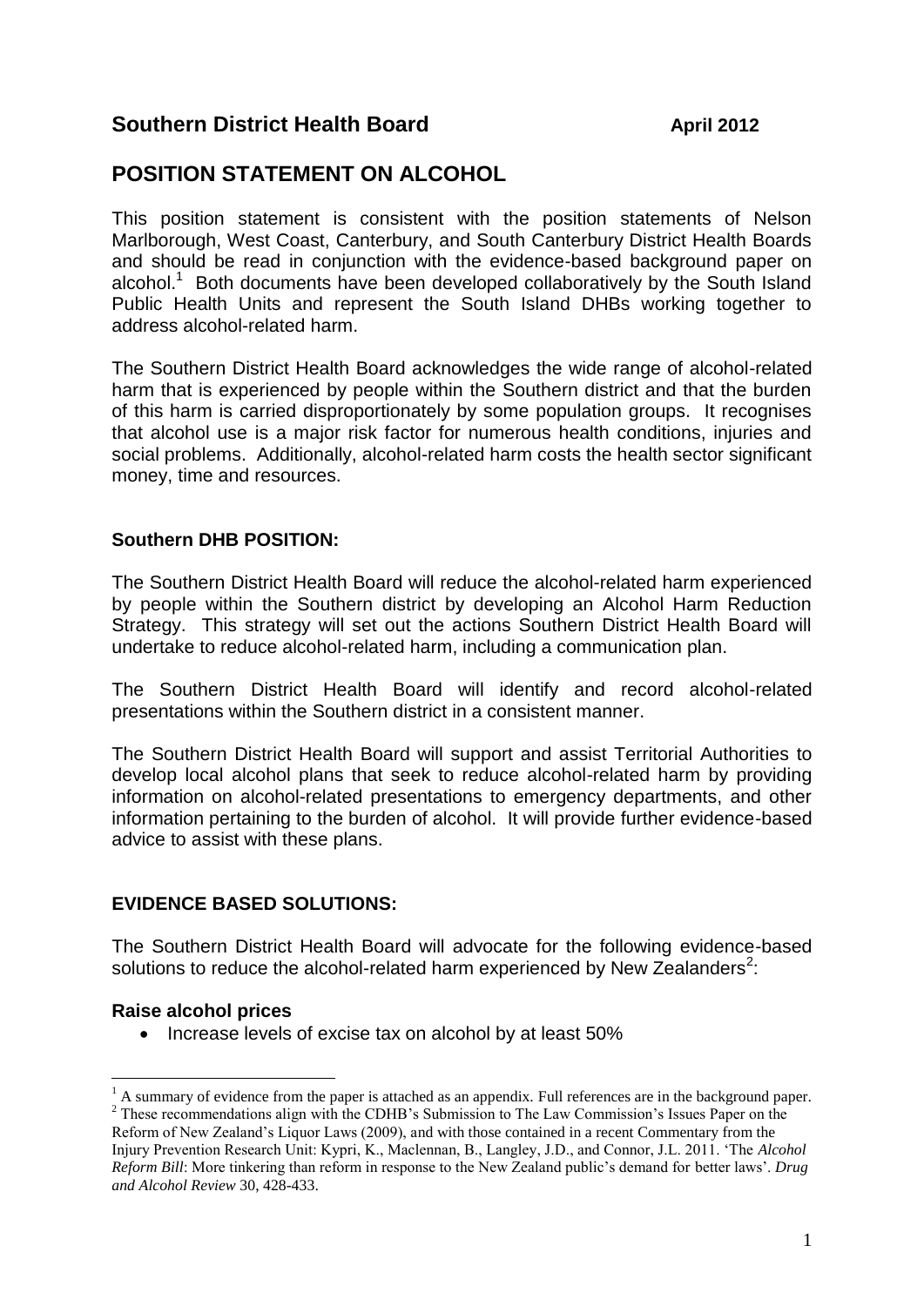## Southern District Health Board **April 2012**

# POSITION STATEMENT ON ALCOHOL

This position statement is consistent with the position statements of Nelson Marlborough, West Coast, Canterbury, and South Canterbury District Health Boards and should be read in conjunction with the evidence-based background paper on alcohol.[1] Both documents have been developed collaboratively by the South Island Public Health Units and represent the South Island DHBs working together to address alcohol-related harm.

The Southern District Health Board acknowledges the wide range of alcohol-related harm that is experienced by people within the Southern district and that the burden of this harm is carried disproportionately by some population groups. It recognises that alcohol use is a major risk factor for numerous health conditions, injuries and social problems. Additionally, alcohol-related harm costs the health sector significant money, time and resources.

### Southern DHB POSITION:

The Southern District Health Board will reduce the alcohol-related harm experienced by people within the Southern district by developing an Alcohol Harm Reduction Strategy. This strategy will set out the actions Southern District Health Board will undertake to reduce alcohol-related harm, including a communication plan.

The Southern District Health Board will identify and record alcohol-related presentations within the Southern district in a consistent manner.

The Southern District Health Board will support and assist Territorial Authorities to develop local alcohol plans that seek to reduce alcohol-related harm by providing information on alcohol-related presentations to emergency departments, and other information pertaining to the burden of alcohol. It will provide further evidence-based advice to assist with these plans.

### EVIDENCE BASED SOLUTIONS:

The Southern District Health Board will advocate for the following evidence-based solutions to reduce the alcohol-related harm experienced by New Zealanders[2]:

#### Raise alcohol prices

- Increase levels of excise tax on alcohol by at least 50%

---

[1] A summary of evidence from the paper is attached as an appendix. Full references are in the background paper.

[2] These recommendations align with the CDHB's Submission to The Law Commission's Issues Paper on the Reform of New Zealand's Liquor Laws (2009), and with those contained in a recent Commentary from the Injury Prevention Research Unit: Kypri, K., Maclennan, B., Langley, J.D., and Connor, J.L. 2011. 'The *Alcohol Reform Bill*: More tinkering than reform in response to the New Zealand public's demand for better laws'. *Drug and Alcohol Review* 30, 428-433.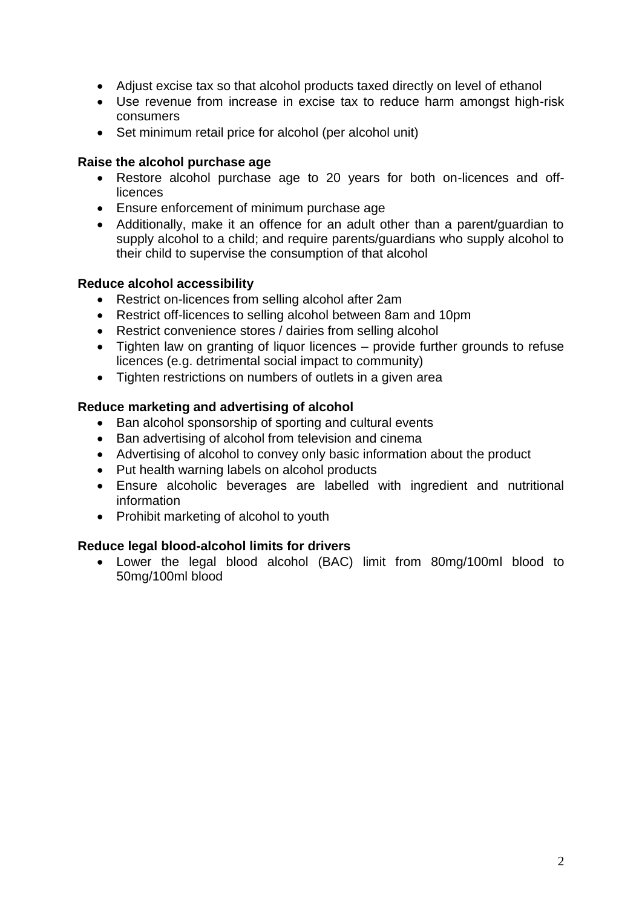- Adjust excise tax so that alcohol products taxed directly on level of ethanol
- Use revenue from increase in excise tax to reduce harm amongst high-risk consumers
- Set minimum retail price for alcohol (per alcohol unit)

**Raise the alcohol purchase age**

- Restore alcohol purchase age to 20 years for both on-licences and off-licences
- Ensure enforcement of minimum purchase age
- Additionally, make it an offence for an adult other than a parent/guardian to supply alcohol to a child; and require parents/guardians who supply alcohol to their child to supervise the consumption of that alcohol

**Reduce alcohol accessibility**

- Restrict on-licences from selling alcohol after 2am
- Restrict off-licences to selling alcohol between 8am and 10pm
- Restrict convenience stores / dairies from selling alcohol
- Tighten law on granting of liquor licences – provide further grounds to refuse licences (e.g. detrimental social impact to community)
- Tighten restrictions on numbers of outlets in a given area

**Reduce marketing and advertising of alcohol**

- Ban alcohol sponsorship of sporting and cultural events
- Ban advertising of alcohol from television and cinema
- Advertising of alcohol to convey only basic information about the product
- Put health warning labels on alcohol products
- Ensure alcoholic beverages are labelled with ingredient and nutritional information
- Prohibit marketing of alcohol to youth

**Reduce legal blood-alcohol limits for drivers**

- Lower the legal blood alcohol (BAC) limit from 80mg/100ml blood to 50mg/100ml blood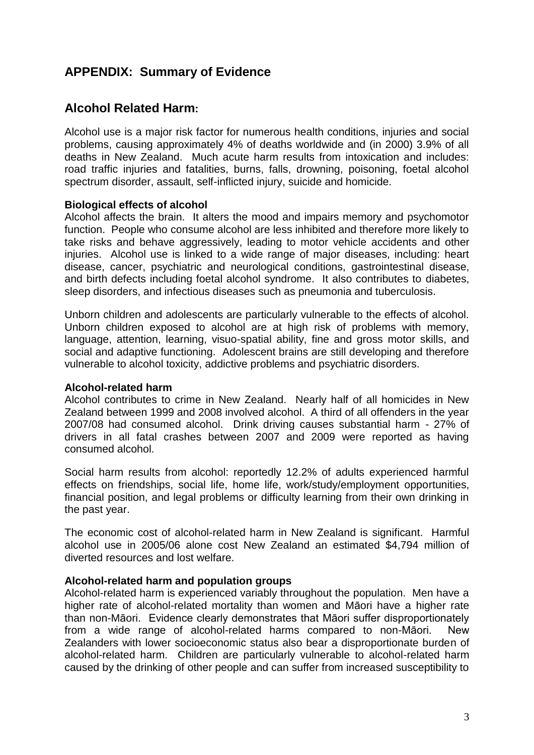## APPENDIX: Summary of Evidence

## Alcohol Related Harm:

Alcohol use is a major risk factor for numerous health conditions, injuries and social problems, causing approximately 4% of deaths worldwide and (in 2000) 3.9% of all deaths in New Zealand. Much acute harm results from intoxication and includes: road traffic injuries and fatalities, burns, falls, drowning, poisoning, foetal alcohol spectrum disorder, assault, self-inflicted injury, suicide and homicide.

**Biological effects of alcohol**

Alcohol affects the brain. It alters the mood and impairs memory and psychomotor function. People who consume alcohol are less inhibited and therefore more likely to take risks and behave aggressively, leading to motor vehicle accidents and other injuries. Alcohol use is linked to a wide range of major diseases, including: heart disease, cancer, psychiatric and neurological conditions, gastrointestinal disease, and birth defects including foetal alcohol syndrome. It also contributes to diabetes, sleep disorders, and infectious diseases such as pneumonia and tuberculosis.

Unborn children and adolescents are particularly vulnerable to the effects of alcohol. Unborn children exposed to alcohol are at high risk of problems with memory, language, attention, learning, visuo-spatial ability, fine and gross motor skills, and social and adaptive functioning. Adolescent brains are still developing and therefore vulnerable to alcohol toxicity, addictive problems and psychiatric disorders.

**Alcohol-related harm**

Alcohol contributes to crime in New Zealand. Nearly half of all homicides in New Zealand between 1999 and 2008 involved alcohol. A third of all offenders in the year 2007/08 had consumed alcohol. Drink driving causes substantial harm - 27% of drivers in all fatal crashes between 2007 and 2009 were reported as having consumed alcohol.

Social harm results from alcohol: reportedly 12.2% of adults experienced harmful effects on friendships, social life, home life, work/study/employment opportunities, financial position, and legal problems or difficulty learning from their own drinking in the past year.

The economic cost of alcohol-related harm in New Zealand is significant. Harmful alcohol use in 2005/06 alone cost New Zealand an estimated $4,794 million of diverted resources and lost welfare.

**Alcohol-related harm and population groups**

Alcohol-related harm is experienced variably throughout the population. Men have a higher rate of alcohol-related mortality than women and Māori have a higher rate than non-Māori. Evidence clearly demonstrates that Māori suffer disproportionately from a wide range of alcohol-related harms compared to non-Māori. New Zealanders with lower socioeconomic status also bear a disproportionate burden of alcohol-related harm. Children are particularly vulnerable to alcohol-related harm caused by the drinking of other people and can suffer from increased susceptibility to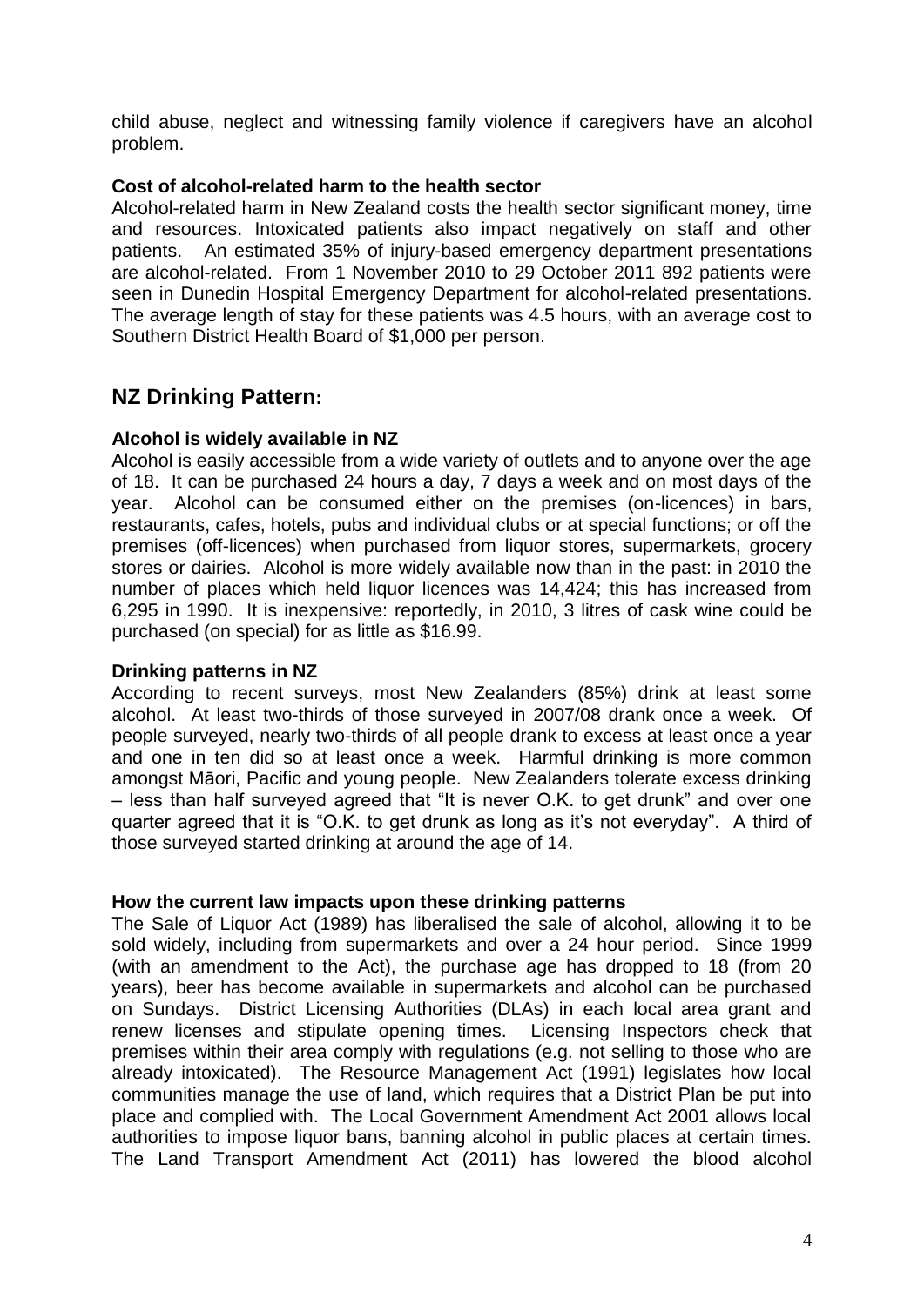child abuse, neglect and witnessing family violence if caregivers have an alcohol problem.

**Cost of alcohol-related harm to the health sector**

Alcohol-related harm in New Zealand costs the health sector significant money, time and resources. Intoxicated patients also impact negatively on staff and other patients. An estimated 35% of injury-based emergency department presentations are alcohol-related. From 1 November 2010 to 29 October 2011 892 patients were seen in Dunedin Hospital Emergency Department for alcohol-related presentations. The average length of stay for these patients was 4.5 hours, with an average cost to Southern District Health Board of $1,000 per person.

## NZ Drinking Pattern:

**Alcohol is widely available in NZ**

Alcohol is easily accessible from a wide variety of outlets and to anyone over the age of 18. It can be purchased 24 hours a day, 7 days a week and on most days of the year. Alcohol can be consumed either on the premises (on-licences) in bars, restaurants, cafes, hotels, pubs and individual clubs or at special functions; or off the premises (off-licences) when purchased from liquor stores, supermarkets, grocery stores or dairies. Alcohol is more widely available now than in the past: in 2010 the number of places which held liquor licences was 14,424; this has increased from 6,295 in 1990. It is inexpensive: reportedly, in 2010, 3 litres of cask wine could be purchased (on special) for as little as $16.99.

**Drinking patterns in NZ**

According to recent surveys, most New Zealanders (85%) drink at least some alcohol. At least two-thirds of those surveyed in 2007/08 drank once a week. Of people surveyed, nearly two-thirds of all people drank to excess at least once a year and one in ten did so at least once a week. Harmful drinking is more common amongst Māori, Pacific and young people. New Zealanders tolerate excess drinking – less than half surveyed agreed that "It is never O.K. to get drunk" and over one quarter agreed that it is "O.K. to get drunk as long as it's not everyday". A third of those surveyed started drinking at around the age of 14.

**How the current law impacts upon these drinking patterns**

The Sale of Liquor Act (1989) has liberalised the sale of alcohol, allowing it to be sold widely, including from supermarkets and over a 24 hour period. Since 1999 (with an amendment to the Act), the purchase age has dropped to 18 (from 20 years), beer has become available in supermarkets and alcohol can be purchased on Sundays. District Licensing Authorities (DLAs) in each local area grant and renew licenses and stipulate opening times. Licensing Inspectors check that premises within their area comply with regulations (e.g. not selling to those who are already intoxicated). The Resource Management Act (1991) legislates how local communities manage the use of land, which requires that a District Plan be put into place and complied with. The Local Government Amendment Act 2001 allows local authorities to impose liquor bans, banning alcohol in public places at certain times. The Land Transport Amendment Act (2011) has lowered the blood alcohol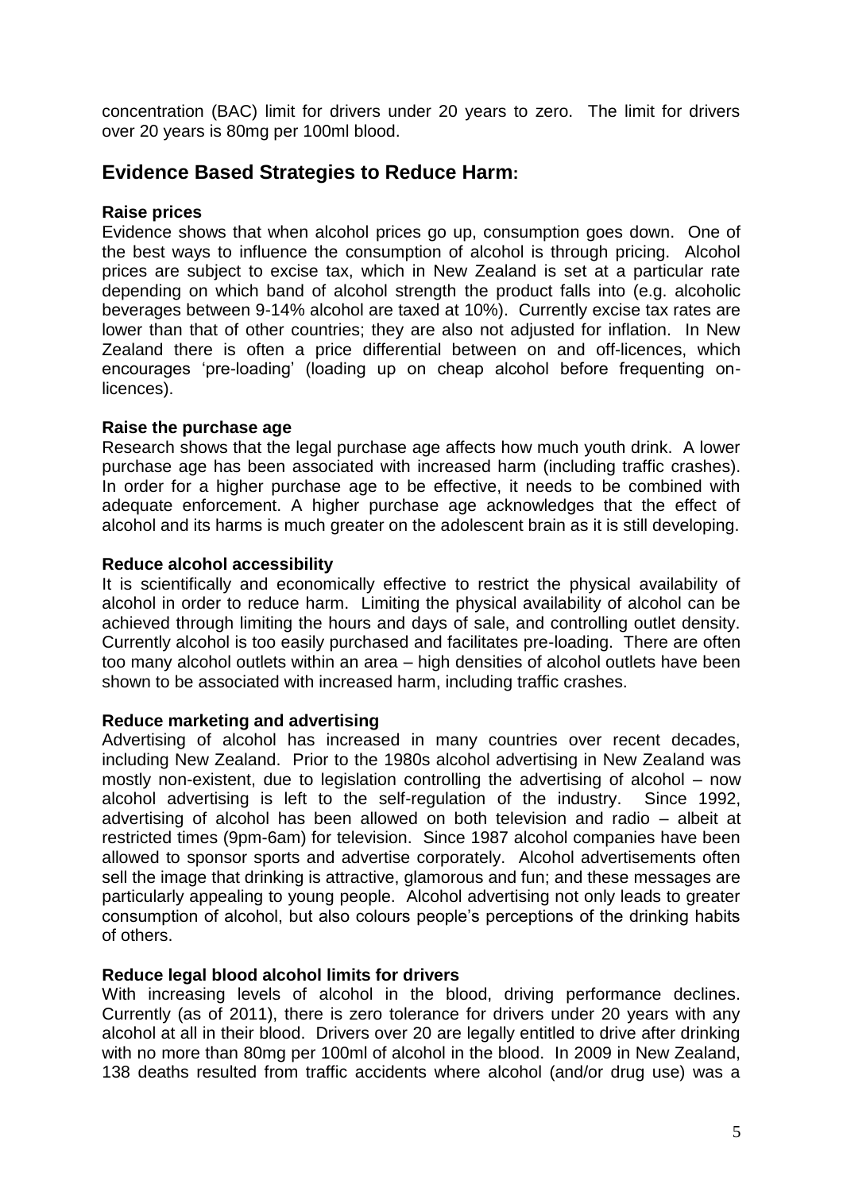concentration (BAC) limit for drivers under 20 years to zero. The limit for drivers over 20 years is 80mg per 100ml blood.

## Evidence Based Strategies to Reduce Harm:

**Raise prices**
Evidence shows that when alcohol prices go up, consumption goes down. One of the best ways to influence the consumption of alcohol is through pricing. Alcohol prices are subject to excise tax, which in New Zealand is set at a particular rate depending on which band of alcohol strength the product falls into (e.g. alcoholic beverages between 9-14% alcohol are taxed at 10%). Currently excise tax rates are lower than that of other countries; they are also not adjusted for inflation. In New Zealand there is often a price differential between on and off-licences, which encourages 'pre-loading' (loading up on cheap alcohol before frequenting on-licences).

**Raise the purchase age**
Research shows that the legal purchase age affects how much youth drink. A lower purchase age has been associated with increased harm (including traffic crashes). In order for a higher purchase age to be effective, it needs to be combined with adequate enforcement. A higher purchase age acknowledges that the effect of alcohol and its harms is much greater on the adolescent brain as it is still developing.

**Reduce alcohol accessibility**
It is scientifically and economically effective to restrict the physical availability of alcohol in order to reduce harm. Limiting the physical availability of alcohol can be achieved through limiting the hours and days of sale, and controlling outlet density. Currently alcohol is too easily purchased and facilitates pre-loading. There are often too many alcohol outlets within an area – high densities of alcohol outlets have been shown to be associated with increased harm, including traffic crashes.

**Reduce marketing and advertising**
Advertising of alcohol has increased in many countries over recent decades, including New Zealand. Prior to the 1980s alcohol advertising in New Zealand was mostly non-existent, due to legislation controlling the advertising of alcohol – now alcohol advertising is left to the self-regulation of the industry. Since 1992, advertising of alcohol has been allowed on both television and radio – albeit at restricted times (9pm-6am) for television. Since 1987 alcohol companies have been allowed to sponsor sports and advertise corporately. Alcohol advertisements often sell the image that drinking is attractive, glamorous and fun; and these messages are particularly appealing to young people. Alcohol advertising not only leads to greater consumption of alcohol, but also colours people's perceptions of the drinking habits of others.

**Reduce legal blood alcohol limits for drivers**
With increasing levels of alcohol in the blood, driving performance declines. Currently (as of 2011), there is zero tolerance for drivers under 20 years with any alcohol at all in their blood. Drivers over 20 are legally entitled to drive after drinking with no more than 80mg per 100ml of alcohol in the blood. In 2009 in New Zealand, 138 deaths resulted from traffic accidents where alcohol (and/or drug use) was a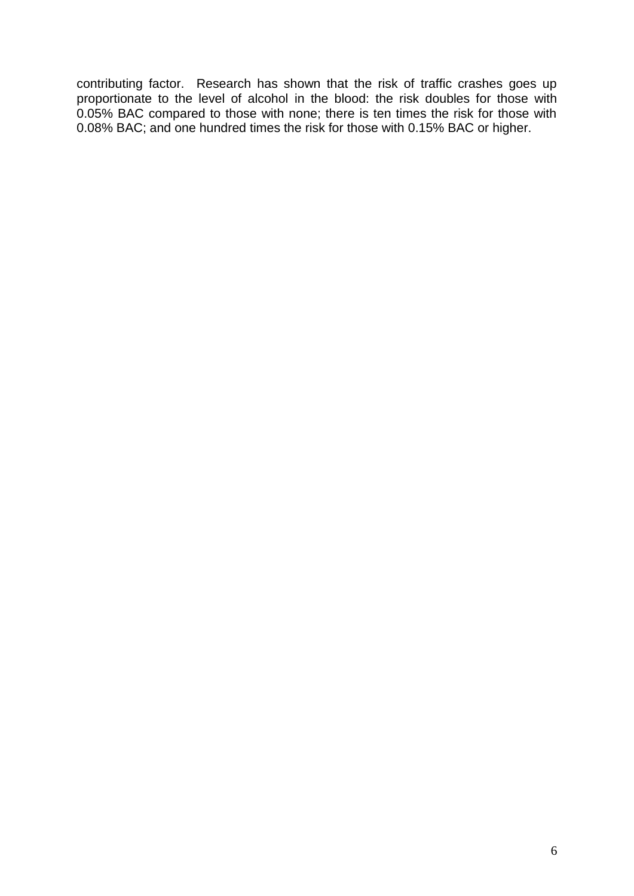contributing factor. Research has shown that the risk of traffic crashes goes up proportionate to the level of alcohol in the blood: the risk doubles for those with 0.05% BAC compared to those with none; there is ten times the risk for those with 0.08% BAC; and one hundred times the risk for those with 0.15% BAC or higher.